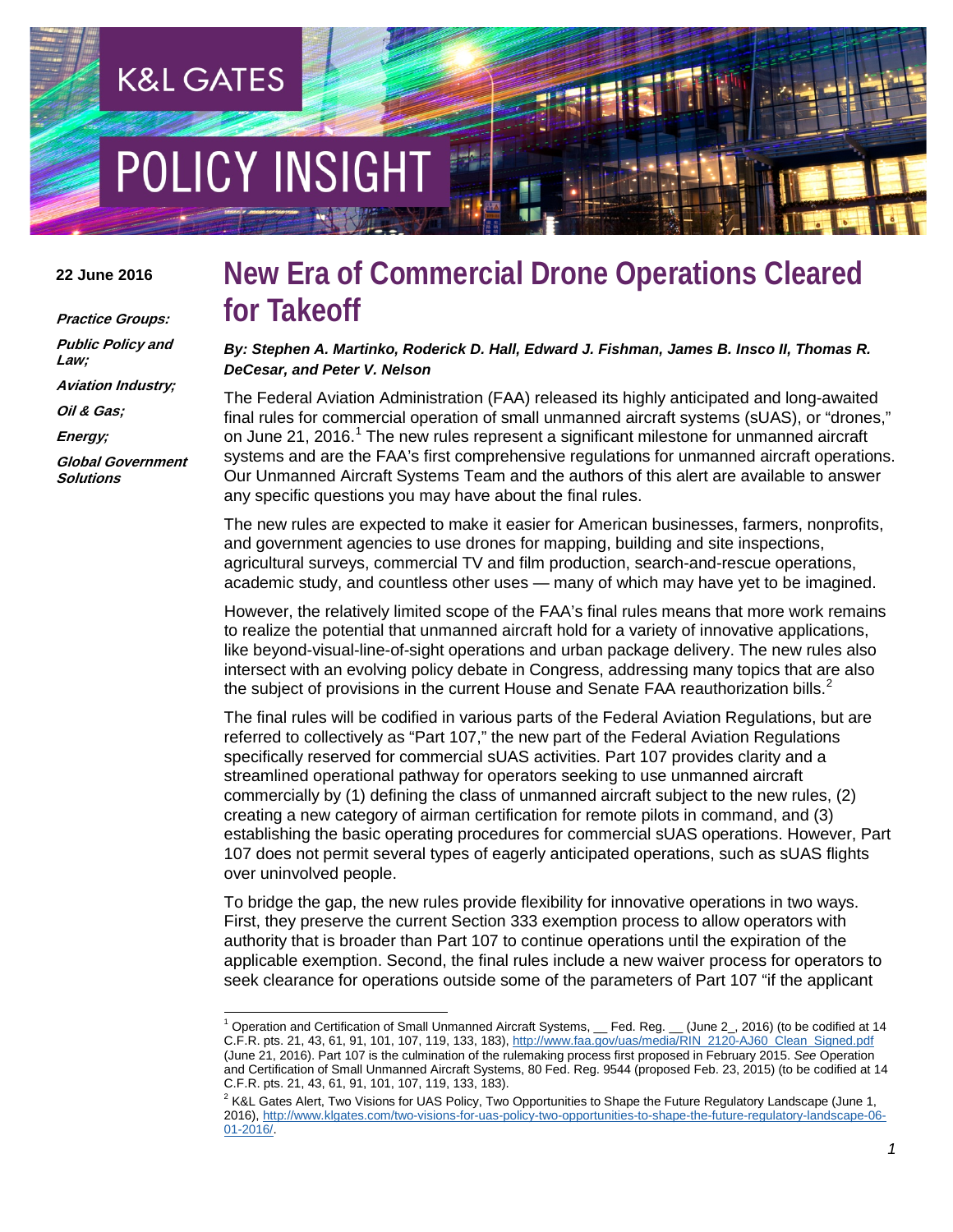K&L GATES

POLICY INSIGHT

**22 June 2016**

***Practice Groups:***

***Public Policy and Law;***

***Aviation Industry;***

***Oil & Gas;***

***Energy;***

***Global Government Solutions***

# New Era of Commercial Drone Operations Cleared for Takeoff

***By: Stephen A. Martinko, Roderick D. Hall, Edward J. Fishman, James B. Insco II, Thomas R. DeCesar, and Peter V. Nelson***

The Federal Aviation Administration (FAA) released its highly anticipated and long-awaited final rules for commercial operation of small unmanned aircraft systems (sUAS), or "drones," on June 21, 2016.[1] The new rules represent a significant milestone for unmanned aircraft systems and are the FAA's first comprehensive regulations for unmanned aircraft operations. Our Unmanned Aircraft Systems Team and the authors of this alert are available to answer any specific questions you may have about the final rules.

The new rules are expected to make it easier for American businesses, farmers, nonprofits, and government agencies to use drones for mapping, building and site inspections, agricultural surveys, commercial TV and film production, search-and-rescue operations, academic study, and countless other uses — many of which may have yet to be imagined.

However, the relatively limited scope of the FAA's final rules means that more work remains to realize the potential that unmanned aircraft hold for a variety of innovative applications, like beyond-visual-line-of-sight operations and urban package delivery. The new rules also intersect with an evolving policy debate in Congress, addressing many topics that are also the subject of provisions in the current House and Senate FAA reauthorization bills.[2]

The final rules will be codified in various parts of the Federal Aviation Regulations, but are referred to collectively as "Part 107," the new part of the Federal Aviation Regulations specifically reserved for commercial sUAS activities. Part 107 provides clarity and a streamlined operational pathway for operators seeking to use unmanned aircraft commercially by (1) defining the class of unmanned aircraft subject to the new rules, (2) creating a new category of airman certification for remote pilots in command, and (3) establishing the basic operating procedures for commercial sUAS operations. However, Part 107 does not permit several types of eagerly anticipated operations, such as sUAS flights over uninvolved people.

To bridge the gap, the new rules provide flexibility for innovative operations in two ways. First, they preserve the current Section 333 exemption process to allow operators with authority that is broader than Part 107 to continue operations until the expiration of the applicable exemption. Second, the final rules include a new waiver process for operators to seek clearance for operations outside some of the parameters of Part 107 "if the applicant

---

[1] Operation and Certification of Small Unmanned Aircraft Systems, __ Fed. Reg. __ (June 2_, 2016) (to be codified at 14 C.F.R. pts. 21, 43, 61, 91, 101, 107, 119, 133, 183), http://www.faa.gov/uas/media/RIN_2120-AJ60_Clean_Signed.pdf (June 21, 2016). Part 107 is the culmination of the rulemaking process first proposed in February 2015. *See* Operation and Certification of Small Unmanned Aircraft Systems, 80 Fed. Reg. 9544 (proposed Feb. 23, 2015) (to be codified at 14 C.F.R. pts. 21, 43, 61, 91, 101, 107, 119, 133, 183).

[2] K&L Gates Alert, Two Visions for UAS Policy, Two Opportunities to Shape the Future Regulatory Landscape (June 1, 2016), http://www.klgates.com/two-visions-for-uas-policy-two-opportunities-to-shape-the-future-regulatory-landscape-06-01-2016/.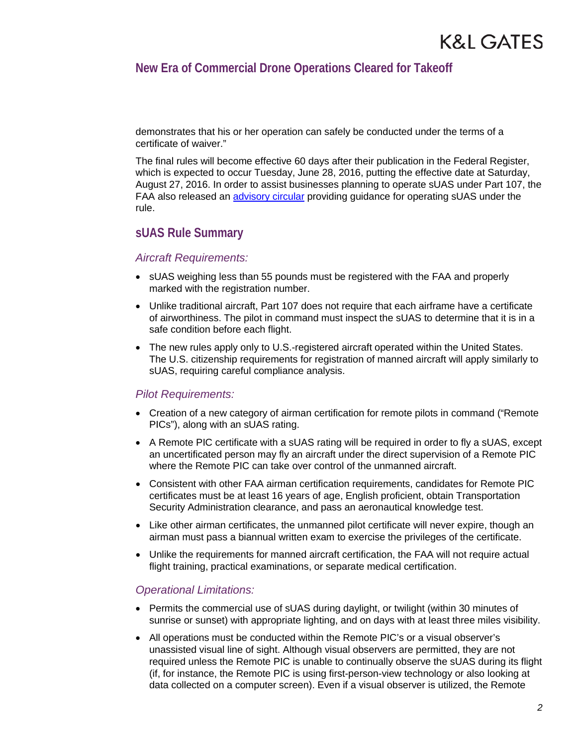demonstrates that his or her operation can safely be conducted under the terms of a certificate of waiver."

The final rules will become effective 60 days after their publication in the Federal Register, which is expected to occur Tuesday, June 28, 2016, putting the effective date at Saturday, August 27, 2016. In order to assist businesses planning to operate sUAS under Part 107, the FAA also released an [advisory circular]() providing guidance for operating sUAS under the rule.

## sUAS Rule Summary

### *Aircraft Requirements:*

- sUAS weighing less than 55 pounds must be registered with the FAA and properly marked with the registration number.
- Unlike traditional aircraft, Part 107 does not require that each airframe have a certificate of airworthiness. The pilot in command must inspect the sUAS to determine that it is in a safe condition before each flight.
- The new rules apply only to U.S.-registered aircraft operated within the United States. The U.S. citizenship requirements for registration of manned aircraft will apply similarly to sUAS, requiring careful compliance analysis.

### *Pilot Requirements:*

- Creation of a new category of airman certification for remote pilots in command ("Remote PICs"), along with an sUAS rating.
- A Remote PIC certificate with a sUAS rating will be required in order to fly a sUAS, except an uncertificated person may fly an aircraft under the direct supervision of a Remote PIC where the Remote PIC can take over control of the unmanned aircraft.
- Consistent with other FAA airman certification requirements, candidates for Remote PIC certificates must be at least 16 years of age, English proficient, obtain Transportation Security Administration clearance, and pass an aeronautical knowledge test.
- Like other airman certificates, the unmanned pilot certificate will never expire, though an airman must pass a biannual written exam to exercise the privileges of the certificate.
- Unlike the requirements for manned aircraft certification, the FAA will not require actual flight training, practical examinations, or separate medical certification.

### *Operational Limitations:*

- Permits the commercial use of sUAS during daylight, or twilight (within 30 minutes of sunrise or sunset) with appropriate lighting, and on days with at least three miles visibility.
- All operations must be conducted within the Remote PIC's or a visual observer's unassisted visual line of sight. Although visual observers are permitted, they are not required unless the Remote PIC is unable to continually observe the sUAS during its flight (if, for instance, the Remote PIC is using first-person-view technology or also looking at data collected on a computer screen). Even if a visual observer is utilized, the Remote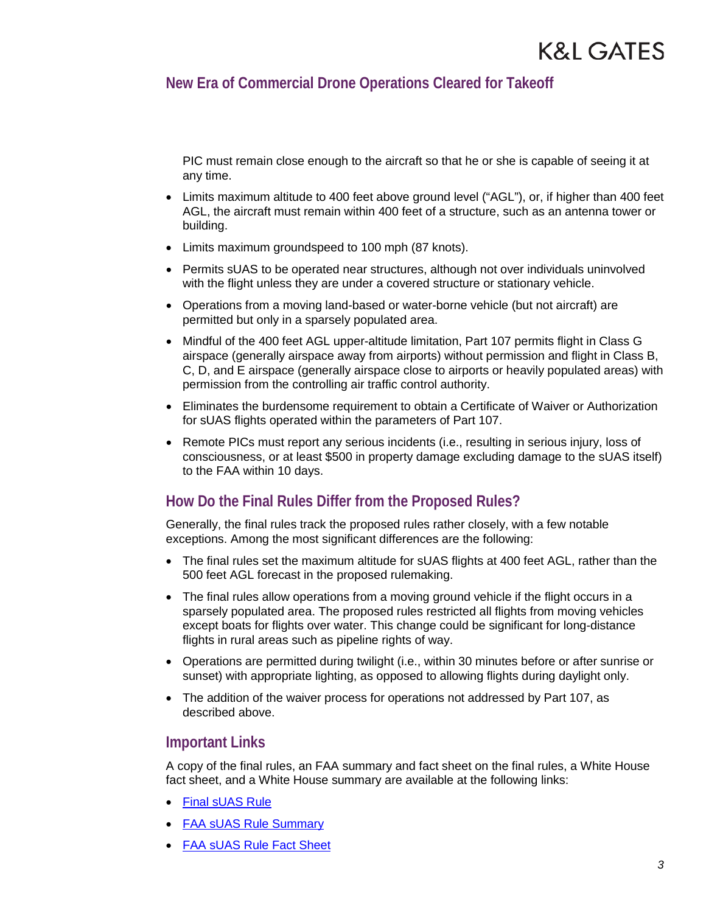PIC must remain close enough to the aircraft so that he or she is capable of seeing it at any time.

- Limits maximum altitude to 400 feet above ground level ("AGL"), or, if higher than 400 feet AGL, the aircraft must remain within 400 feet of a structure, such as an antenna tower or building.
- Limits maximum groundspeed to 100 mph (87 knots).
- Permits sUAS to be operated near structures, although not over individuals uninvolved with the flight unless they are under a covered structure or stationary vehicle.
- Operations from a moving land-based or water-borne vehicle (but not aircraft) are permitted but only in a sparsely populated area.
- Mindful of the 400 feet AGL upper-altitude limitation, Part 107 permits flight in Class G airspace (generally airspace away from airports) without permission and flight in Class B, C, D, and E airspace (generally airspace close to airports or heavily populated areas) with permission from the controlling air traffic control authority.
- Eliminates the burdensome requirement to obtain a Certificate of Waiver or Authorization for sUAS flights operated within the parameters of Part 107.
- Remote PICs must report any serious incidents (i.e., resulting in serious injury, loss of consciousness, or at least $500 in property damage excluding damage to the sUAS itself) to the FAA within 10 days.

## How Do the Final Rules Differ from the Proposed Rules?

Generally, the final rules track the proposed rules rather closely, with a few notable exceptions. Among the most significant differences are the following:

- The final rules set the maximum altitude for sUAS flights at 400 feet AGL, rather than the 500 feet AGL forecast in the proposed rulemaking.
- The final rules allow operations from a moving ground vehicle if the flight occurs in a sparsely populated area. The proposed rules restricted all flights from moving vehicles except boats for flights over water. This change could be significant for long-distance flights in rural areas such as pipeline rights of way.
- Operations are permitted during twilight (i.e., within 30 minutes before or after sunrise or sunset) with appropriate lighting, as opposed to allowing flights during daylight only.
- The addition of the waiver process for operations not addressed by Part 107, as described above.

## Important Links

A copy of the final rules, an FAA summary and fact sheet on the final rules, a White House fact sheet, and a White House summary are available at the following links:

- Final sUAS Rule
- FAA sUAS Rule Summary
- FAA sUAS Rule Fact Sheet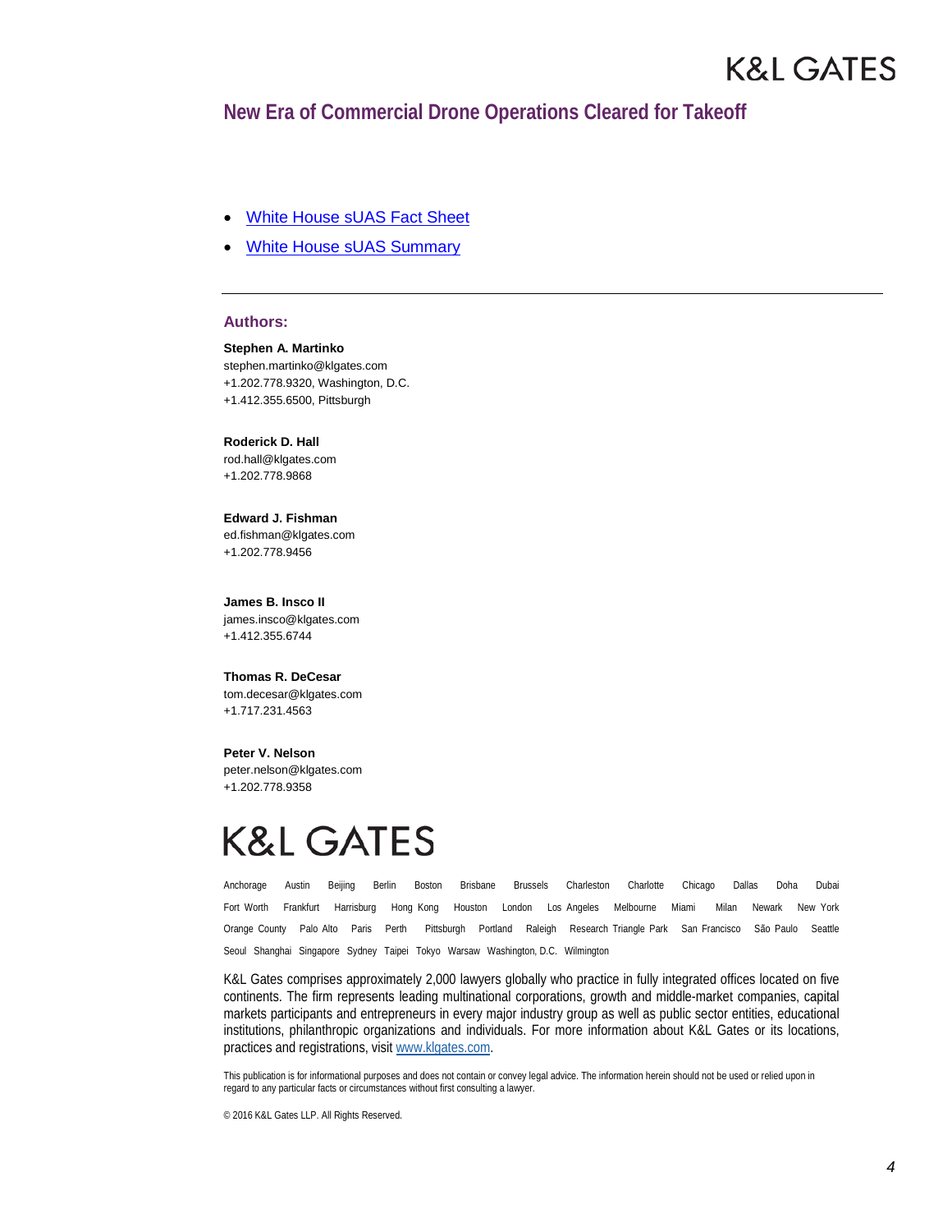- White House sUAS Fact Sheet
- White House sUAS Summary

---

## Authors:

**Stephen A. Martinko**
stephen.martinko@klgates.com
+1.202.778.9320, Washington, D.C.
+1.412.355.6500, Pittsburgh

**Roderick D. Hall**
rod.hall@klgates.com
+1.202.778.9868

**Edward J. Fishman**
ed.fishman@klgates.com
+1.202.778.9456

**James B. Insco II**
james.insco@klgates.com
+1.412.355.6744

**Thomas R. DeCesar**
tom.decesar@klgates.com
+1.717.231.4563

**Peter V. Nelson**
peter.nelson@klgates.com
+1.202.778.9358

K&L GATES

Anchorage Austin Beijing Berlin Boston Brisbane Brussels Charleston Charlotte Chicago Dallas Doha Dubai Fort Worth Frankfurt Harrisburg Hong Kong Houston London Los Angeles Melbourne Miami Milan Newark New York Orange County Palo Alto Paris Perth Pittsburgh Portland Raleigh Research Triangle Park San Francisco São Paulo Seattle Seoul Shanghai Singapore Sydney Taipei Tokyo Warsaw Washington, D.C. Wilmington

K&L Gates comprises approximately 2,000 lawyers globally who practice in fully integrated offices located on five continents. The firm represents leading multinational corporations, growth and middle-market companies, capital markets participants and entrepreneurs in every major industry group as well as public sector entities, educational institutions, philanthropic organizations and individuals. For more information about K&L Gates or its locations, practices and registrations, visit www.klgates.com.

This publication is for informational purposes and does not contain or convey legal advice. The information herein should not be used or relied upon in regard to any particular facts or circumstances without first consulting a lawyer.

© 2016 K&L Gates LLP. All Rights Reserved.